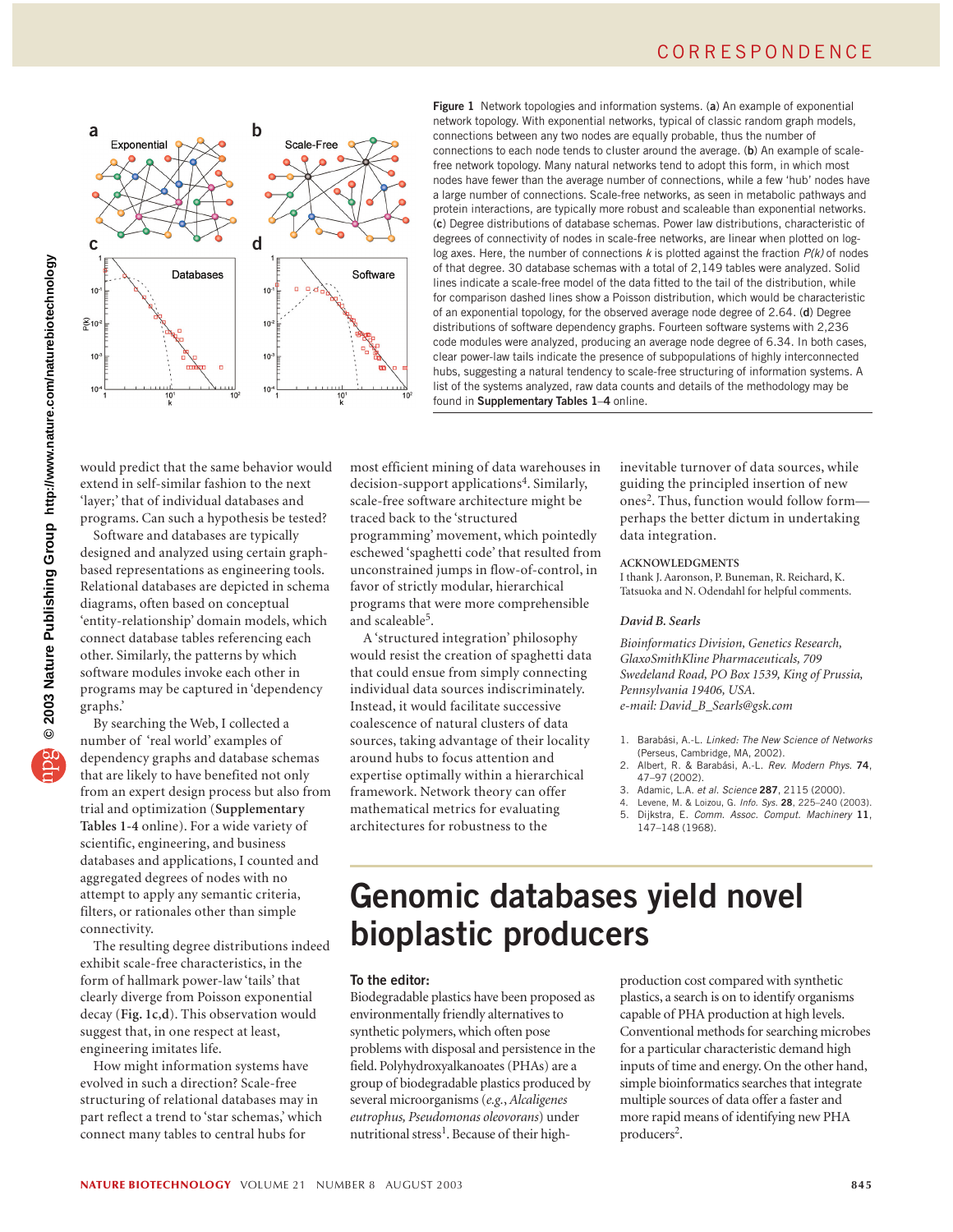Figure 1 Network topologies and information systems. (**a**) An example of exponential network topology. With exponential networks, typical of classic random graph models, connections between any two nodes are equally probable, thus the number of connections to each node tends to cluster around the average. (**b**) An example of scale-free network topology. Many natural networks tend to adopt this form, in which most nodes have fewer than the average number of connections, while a few 'hub' nodes have a large number of connections. Scale-free networks, as seen in metabolic pathways and protein interactions, are typically more robust and scaleable than exponential networks. (**c**) Degree distributions of database schemas. Power law distributions, characteristic of degrees of connectivity of nodes in scale-free networks, are linear when plotted on log-log axes. Here, the number of connections $k$ is plotted against the fraction $P(k)$ of nodes of that degree. 30 database schemas with a total of 2,149 tables were analyzed. Solid lines indicate a scale-free model of the data fitted to the tail of the distribution, while for comparison dashed lines show a Poisson distribution, which would be characteristic of an exponential topology, for the observed average node degree of 2.64. (**d**) Degree distributions of software dependency graphs. Fourteen software systems with 2,236 code modules were analyzed, producing an average node degree of 6.34. In both cases, clear power-law tails indicate the presence of subpopulations of highly interconnected hubs, suggesting a natural tendency to scale-free structuring of information systems. A list of the systems analyzed, raw data counts and details of the methodology may be found in **Supplementary Tables 1–4** online.

would predict that the same behavior would extend in self-similar fashion to the next 'layer;' that of individual databases and programs. Can such a hypothesis be tested?

Software and databases are typically designed and analyzed using certain graph-based representations as engineering tools. Relational databases are depicted in schema diagrams, often based on conceptual 'entity-relationship' domain models, which connect database tables referencing each other. Similarly, the patterns by which software modules invoke each other in programs may be captured in 'dependency graphs.'

By searching the Web, I collected a number of 'real world' examples of dependency graphs and database schemas that are likely to have benefited not only from an expert design process but also from trial and optimization (**Supplementary Tables 1-4** online). For a wide variety of scientific, engineering, and business databases and applications, I counted and aggregated degrees of nodes with no attempt to apply any semantic criteria, filters, or rationales other than simple connectivity.

The resulting degree distributions indeed exhibit scale-free characteristics, in the form of hallmark power-law 'tails' that clearly diverge from Poisson exponential decay (**Fig. 1c**,**d**). This observation would suggest that, in one respect at least, engineering imitates life.

How might information systems have evolved in such a direction? Scale-free structuring of relational databases may in part reflect a trend to 'star schemas,' which connect many tables to central hubs for most efficient mining of data warehouses in decision-support applications[4]. Similarly, scale-free software architecture might be traced back to the 'structured programming' movement, which pointedly eschewed 'spaghetti code' that resulted from unconstrained jumps in flow-of-control, in favor of strictly modular, hierarchical programs that were more comprehensible and scaleable[5].

A 'structured integration' philosophy would resist the creation of spaghetti data that could ensue from simply connecting individual data sources indiscriminately. Instead, it would facilitate successive coalescence of natural clusters of data sources, taking advantage of their locality around hubs to focus attention and expertise optimally within a hierarchical framework. Network theory can offer mathematical metrics for evaluating architectures for robustness to the inevitable turnover of data sources, while guiding the principled insertion of new ones[2]. Thus, function would follow form—perhaps the better dictum in undertaking data integration.

**ACKNOWLEDGMENTS**

I thank J. Aaronson, P. Buneman, R. Reichard, K. Tatsuoka and N. Odendahl for helpful comments.

***David B. Searls***

*Bioinformatics Division, Genetics Research, GlaxoSmithKline Pharmaceuticals, 709 Swedeland Road, PO Box 1539, King of Prussia, Pennsylvania 19406, USA.*
*e-mail: David_B_Searls@gsk.com*

1. Barabási, A.-L. *Linked: The New Science of Networks* (Perseus, Cambridge, MA, 2002).
2. Albert, R. & Barabási, A.-L. *Rev. Modern Phys.* **74**, 47–97 (2002).
3. Adamic, L.A. *et al. Science* **287**, 2115 (2000).
4. Levene, M. & Loizou, G. *Info. Sys.* **28**, 225–240 (2003).
5. Dijkstra, E. *Comm. Assoc. Comput. Machinery* **11**, 147–148 (1968).

# Genomic databases yield novel bioplastic producers

**To the editor:**

Biodegradable plastics have been proposed as environmentally friendly alternatives to synthetic polymers, which often pose problems with disposal and persistence in the field. Polyhydroxyalkanoates (PHAs) are a group of biodegradable plastics produced by several microorganisms (*e.g.*, *Alcaligenes eutrophus, Pseudomonas oleovorans*) under nutritional stress[1]. Because of their high-production cost compared with synthetic plastics, a search is on to identify organisms capable of PHA production at high levels. Conventional methods for searching microbes for a particular characteristic demand high inputs of time and energy. On the other hand, simple bioinformatics searches that integrate multiple sources of data offer a faster and more rapid means of identifying new PHA producers[2].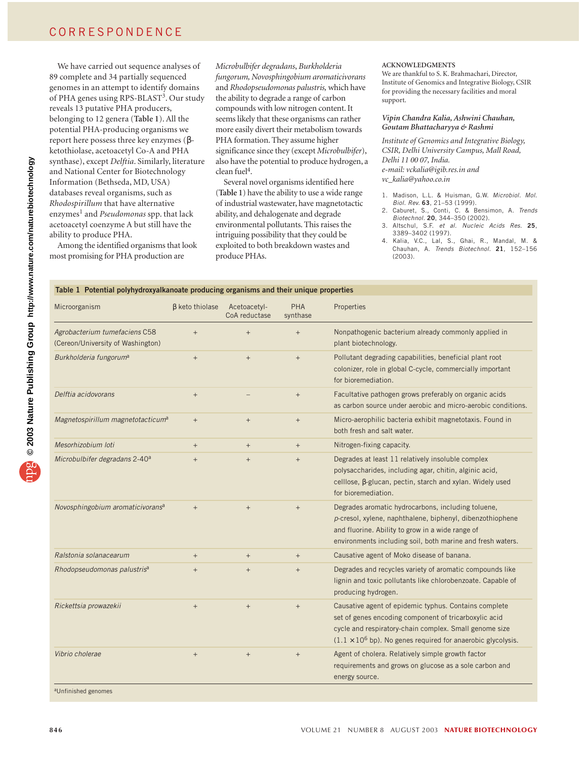We have carried out sequence analyses of 89 complete and 34 partially sequenced genomes in an attempt to identify domains of PHA genes using RPS-BLAST[3]. Our study reveals 13 putative PHA producers, belonging to 12 genera (**Table 1**). All the potential PHA-producing organisms we report here possess three key enzymes (β-ketothiolase, acetoacetyl Co-A and PHA synthase), except *Delftia*. Similarly, literature and National Center for Biotechnology Information (Bethseda, MD, USA) databases reveal organisms, such as *Rhodospirillum* that have alternative enzymes[1] and *Pseudomonas* spp. that lack acetoacetyl coenzyme A but still have the ability to produce PHA.

Among the identified organisms that look most promising for PHA production are *Microbulbifer degradans*, *Burkholderia fungorum*, *Novosphingobium aromaticivorans* and *Rhodopseudomonas palustris,* which have the ability to degrade a range of carbon compounds with low nitrogen content. It seems likely that these organisms can rather more easily divert their metabolism towards PHA formation. They assume higher significance since they (except *Microbulbifer*), also have the potential to produce hydrogen, a clean fuel[4].

Several novel organisms identified here (**Table 1**) have the ability to use a wide range of industrial wastewater, have magnetotactic ability, and dehalogenate and degrade environmental pollutants. This raises the intriguing possibility that they could be exploited to both breakdown wastes and produce PHAs.

**ACKNOWLEDGMENTS**

We are thankful to S. K. Brahmachari, Director, Institute of Genomics and Integrative Biology, CSIR for providing the necessary facilities and moral support.

***Vipin Chandra Kalia, Ashwini Chauhan, Goutam Bhattacharyya & Rashmi***

*Institute of Genomics and Integrative Biology, CSIR, Delhi University Campus, Mall Road, Delhi 11 00 07, India.*
*e-mail: vckalia@igib.res.in and vc_kalia@yahoo.co.in*

1. Madison, L.L. & Huisman, G.W. *Microbiol. Mol. Biol. Rev.* **63**, 21–53 (1999).
2. Caburet, S., Conti, C. & Bensimon, A. *Trends Biotechnol.* **20**, 344–350 (2002).
3. Altschul, S.F. *et al. Nucleic Acids Res.* **25**, 3389–3402 (1997).
4. Kalia, V.C., Lal, S., Ghai, R., Mandal, M. & Chauhan, A. *Trends Biotechnol.* **21**, 152–156 (2003).

**Table 1 Potential polyhydroxyalkanoate producing organisms and their unique properties**

| Microorganism | β keto thiolase | Acetoacetyl-CoA reductase | PHA synthase | Properties |
|---|---|---|---|---|
| *Agrobacterium tumefaciens* C58 (Cereon/University of Washington) | + | + | + | Nonpathogenic bacterium already commonly applied in plant biotechnology. |
| *Burkholderia fungorum*[a] | + | + | + | Pollutant degrading capabilities, beneficial plant root colonizer, role in global C-cycle, commercially important for bioremediation. |
| *Delftia acidovorans* | + | – | + | Facultative pathogen grows preferably on organic acids as carbon source under aerobic and micro-aerobic conditions. |
| *Magnetospirillum magnetotacticum*[a] | + | + | + | Micro-aerophilic bacteria exhibit magnetotaxis. Found in both fresh and salt water. |
| *Mesorhizobium loti* | + | + | + | Nitrogen-fixing capacity. |
| *Microbulbifer degradans* 2-40[a] | + | + | + | Degrades at least 11 relatively insoluble complex polysaccharides, including agar, chitin, alginic acid, celllose, β-glucan, pectin, starch and xylan. Widely used for bioremediation. |
| *Novosphingobium aromaticivorans*[a] | + | + | + | Degrades aromatic hydrocarbons, including toluene, *p*-cresol, xylene, naphthalene, biphenyl, dibenzothiophene and fluorine. Ability to grow in a wide range of environments including soil, both marine and fresh waters. |
| *Ralstonia solanacearum* | + | + | + | Causative agent of Moko disease of banana. |
| *Rhodopseudomonas palustris*[a] | + | + | + | Degrades and recycles variety of aromatic compounds like lignin and toxic pollutants like chlorobenzoate. Capable of producing hydrogen. |
| *Rickettsia prowazekii* | + | + | + | Causative agent of epidemic typhus. Contains complete set of genes encoding component of tricarboxylic acid cycle and respiratory-chain complex. Small genome size ($1.1 \times 10^6$ bp). No genes required for anaerobic glycolysis. |
| *Vibrio cholerae* | + | + | + | Agent of cholera. Relatively simple growth factor requirements and grows on glucose as a sole carbon and energy source. |

[a]Unfinished genomes